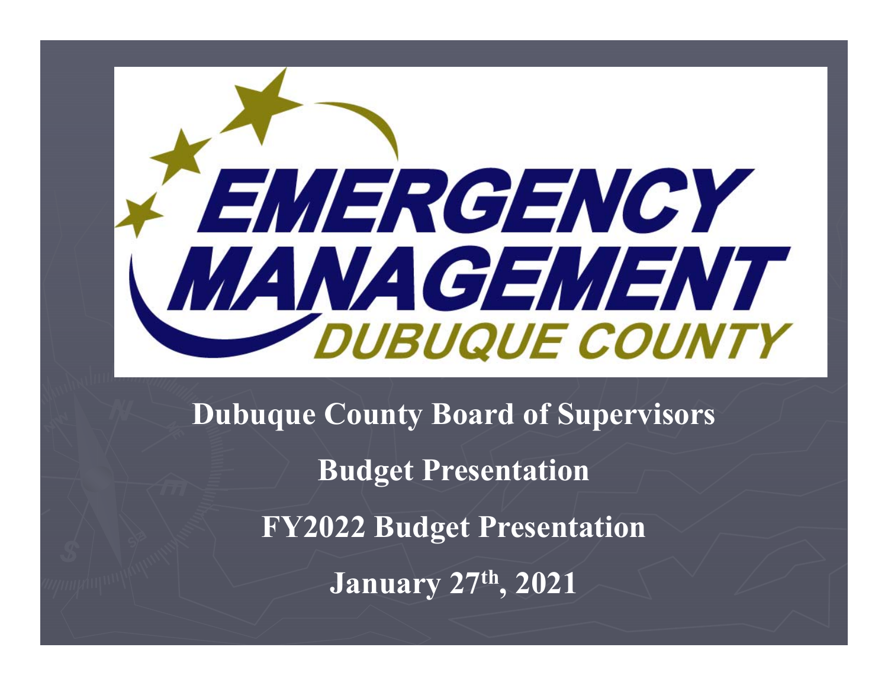# EMERGENCY MANAGEMENT

## DUBUQUE COUNTY

**Dubuque County Board of Supervisors**

**Budget Presentation**

**FY2022 Budget Presentation**

**January 27th, 2021**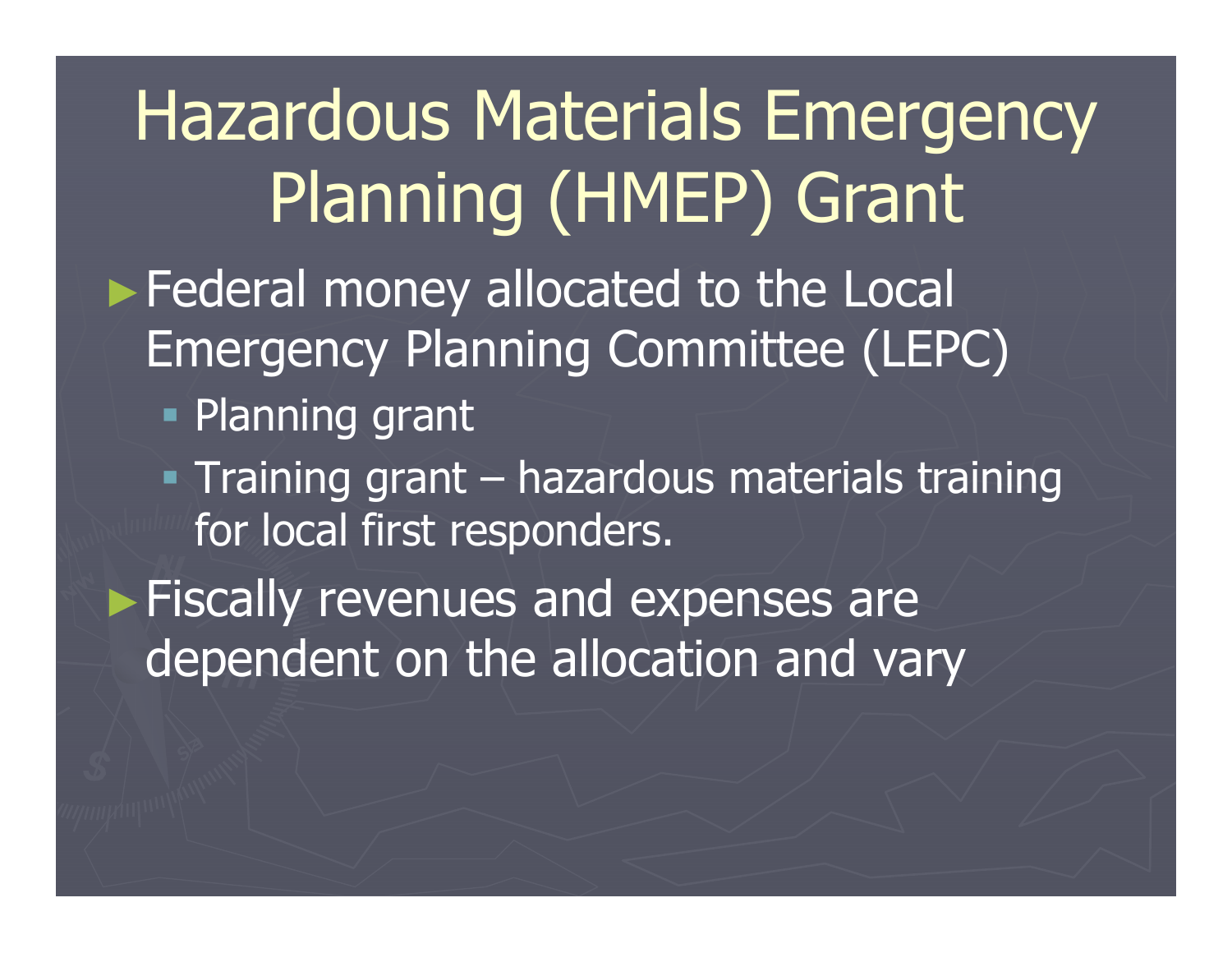# Hazardous Materials Emergency Planning (HMEP) Grant

- Federal money allocated to the Local Emergency Planning Committee (LEPC)
  - Planning grant
  - Training grant – hazardous materials training for local first responders.
- Fiscally revenues and expenses are dependent on the allocation and vary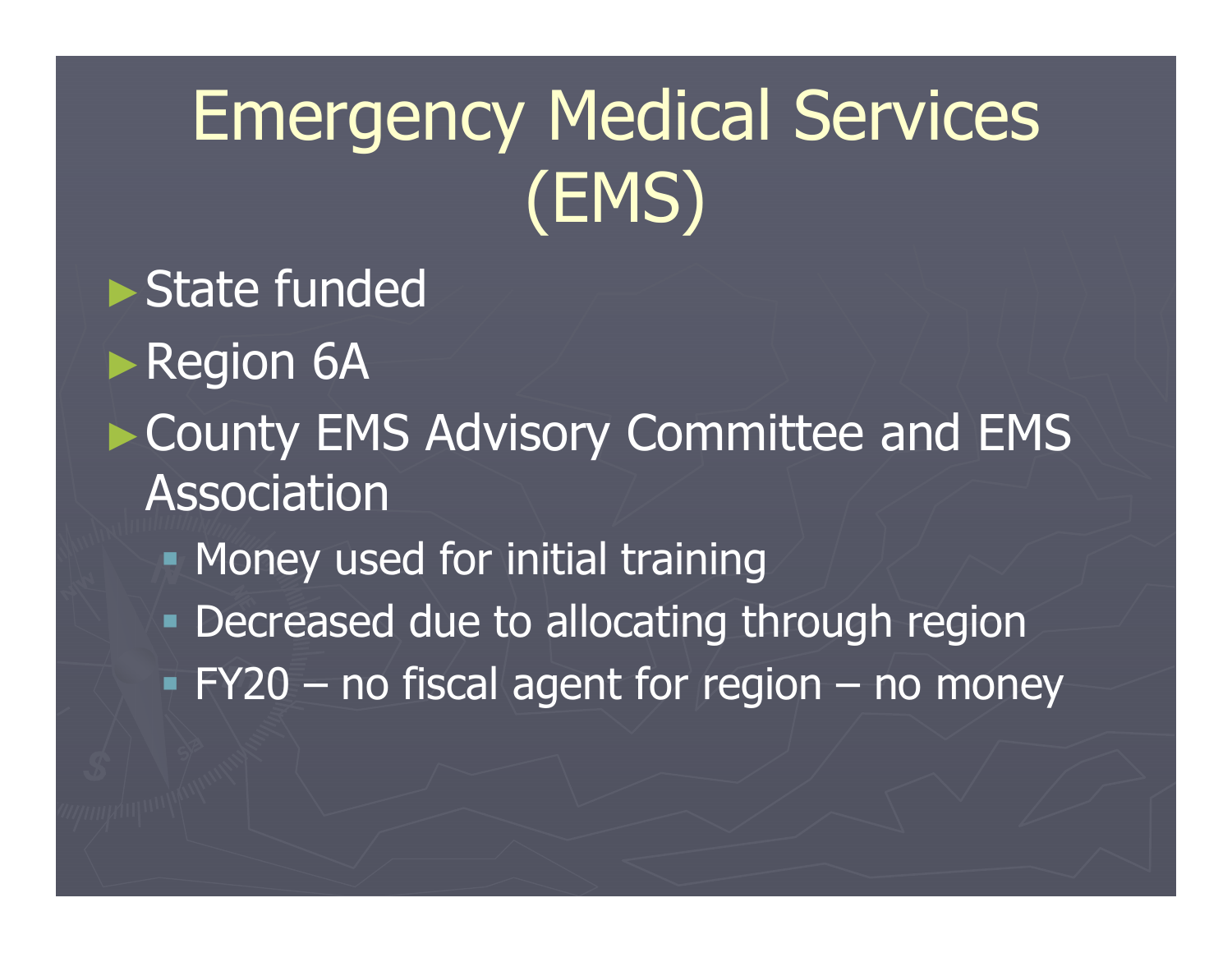# Emergency Medical Services (EMS)

- State funded
- Region 6A
- County EMS Advisory Committee and EMS Association
  - Money used for initial training
  - Decreased due to allocating through region
  - FY20 – no fiscal agent for region – no money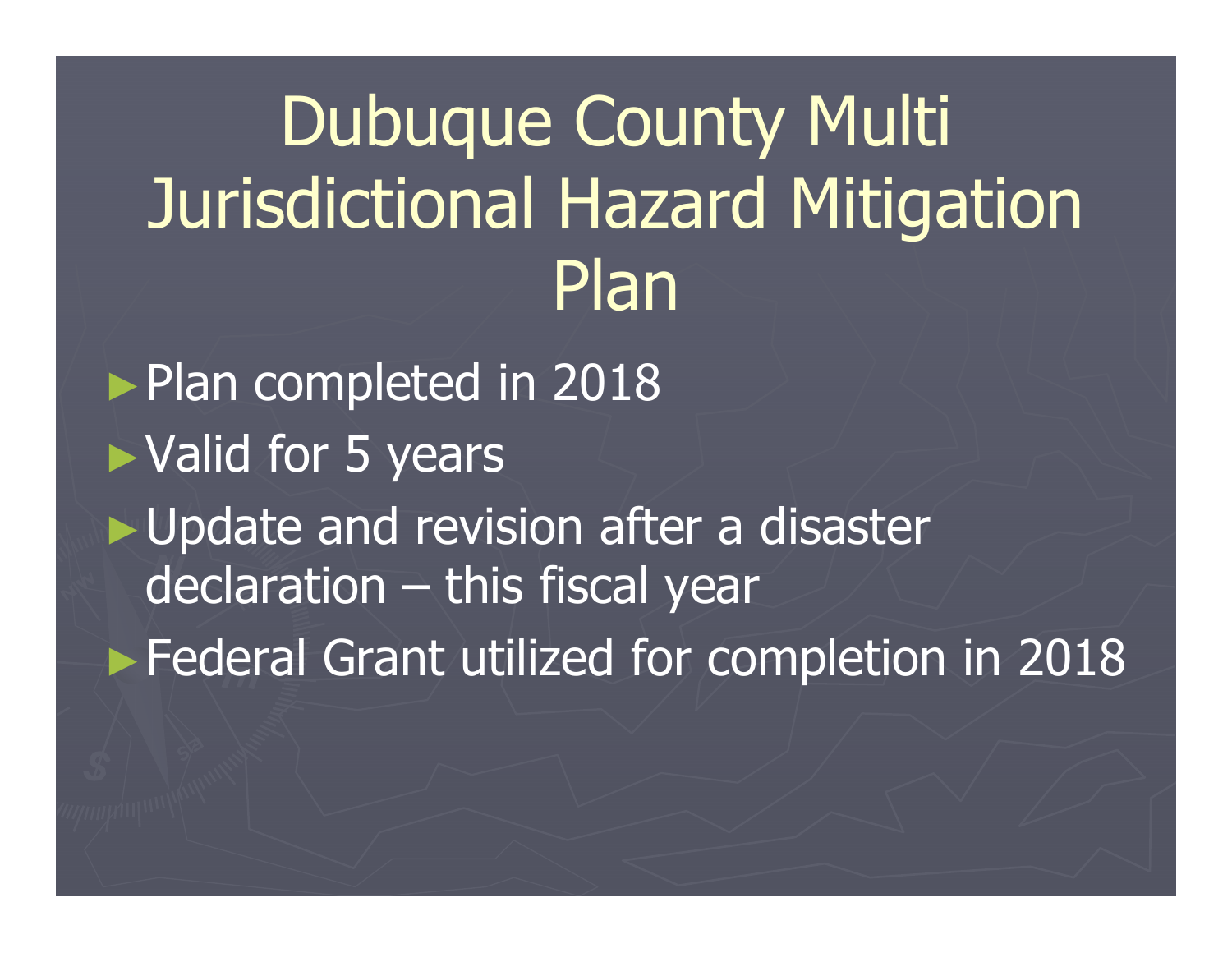# Dubuque County Multi Jurisdictional Hazard Mitigation Plan

- Plan completed in 2018
- Valid for 5 years
- Update and revision after a disaster declaration – this fiscal year
- Federal Grant utilized for completion in 2018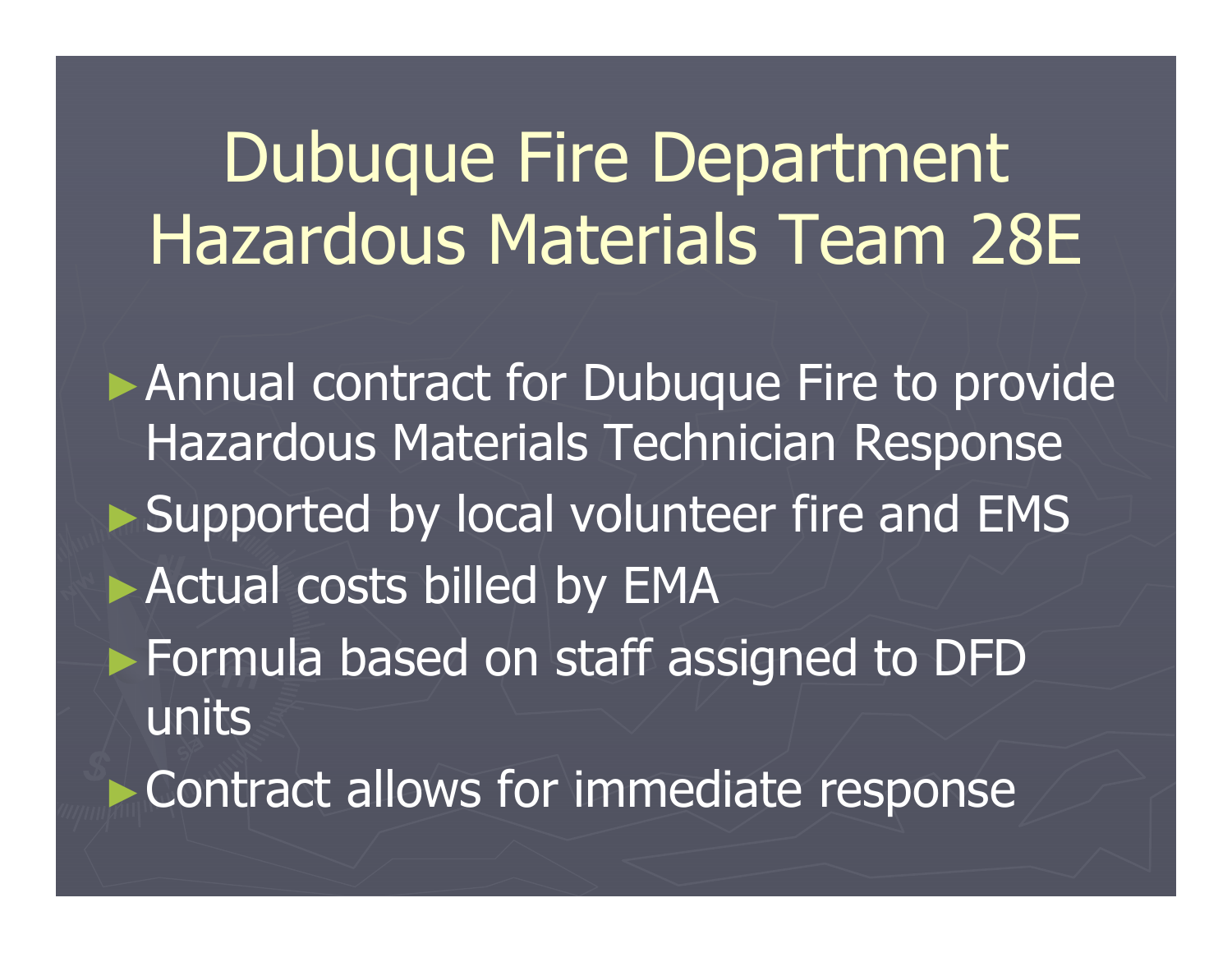# Dubuque Fire Department Hazardous Materials Team 28E

- Annual contract for Dubuque Fire to provide Hazardous Materials Technician Response
- Supported by local volunteer fire and EMS
- Actual costs billed by EMA
- Formula based on staff assigned to DFD units
- Contract allows for immediate response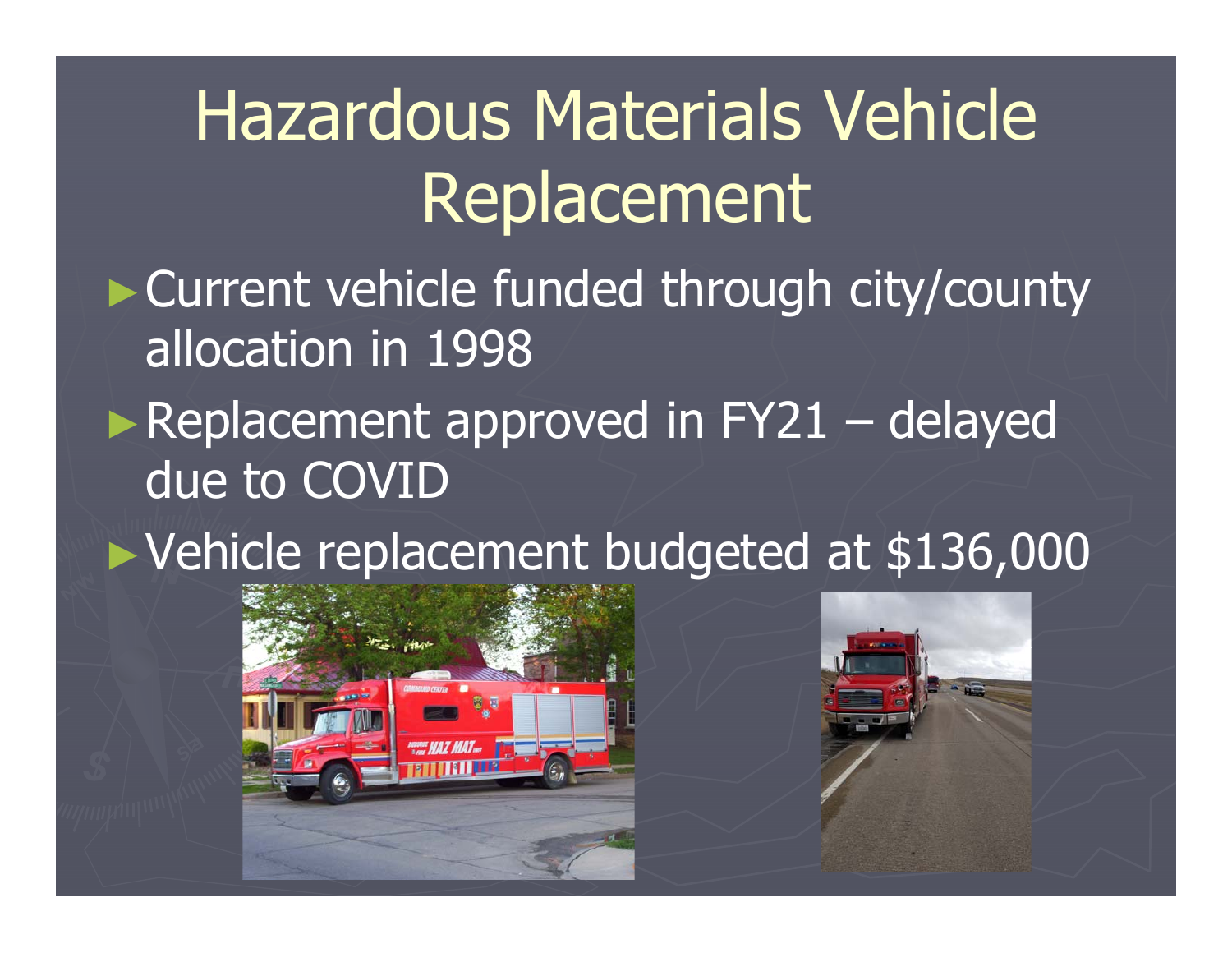# Hazardous Materials Vehicle Replacement

- Current vehicle funded through city/county allocation in 1998
- Replacement approved in FY21 – delayed due to COVID
- Vehicle replacement budgeted at $136,000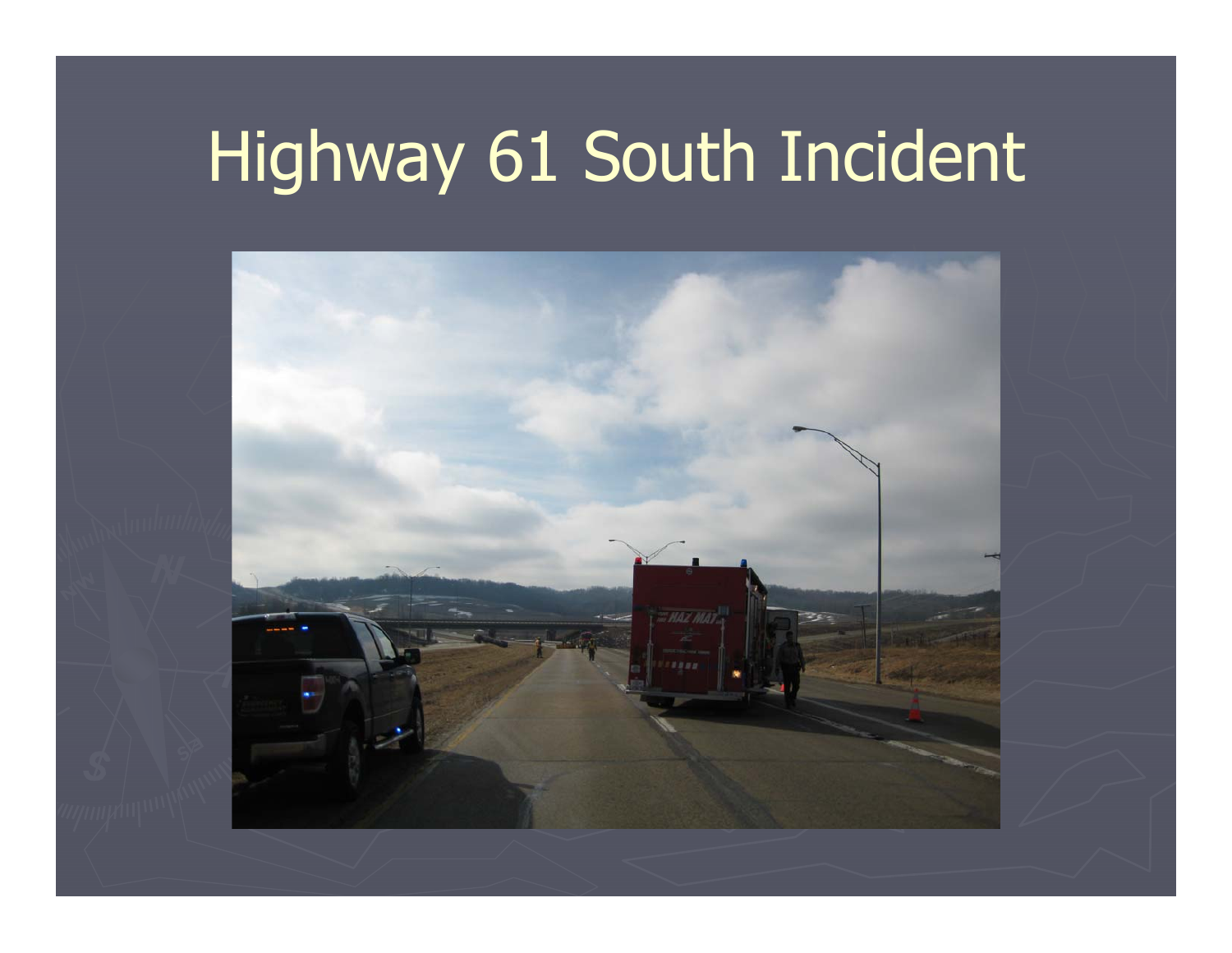# Highway 61 South Incident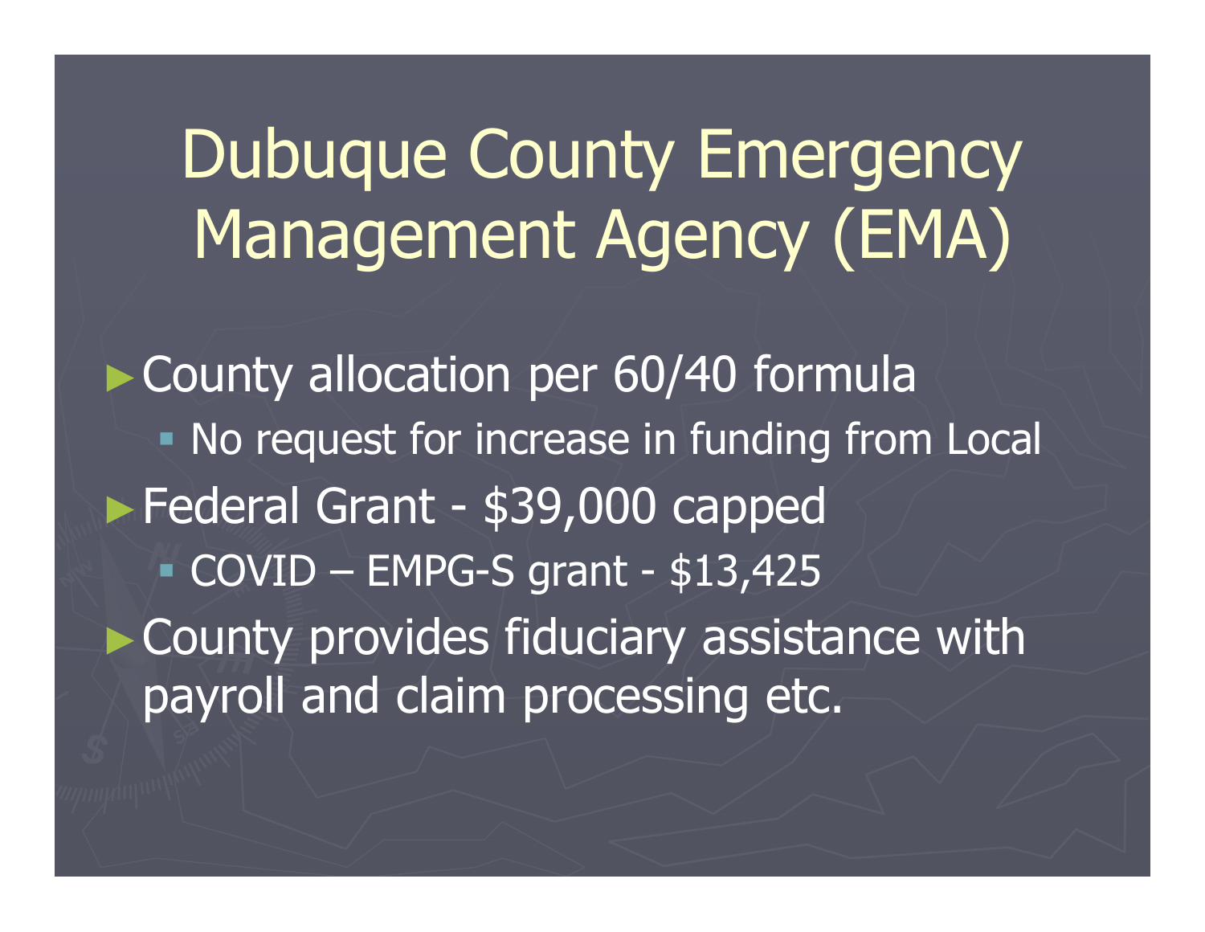# Dubuque County Emergency Management Agency (EMA)

- County allocation per 60/40 formula
  - No request for increase in funding from Local
- Federal Grant - $39,000 capped
  - COVID – EMPG-S grant - $13,425
- County provides fiduciary assistance with payroll and claim processing etc.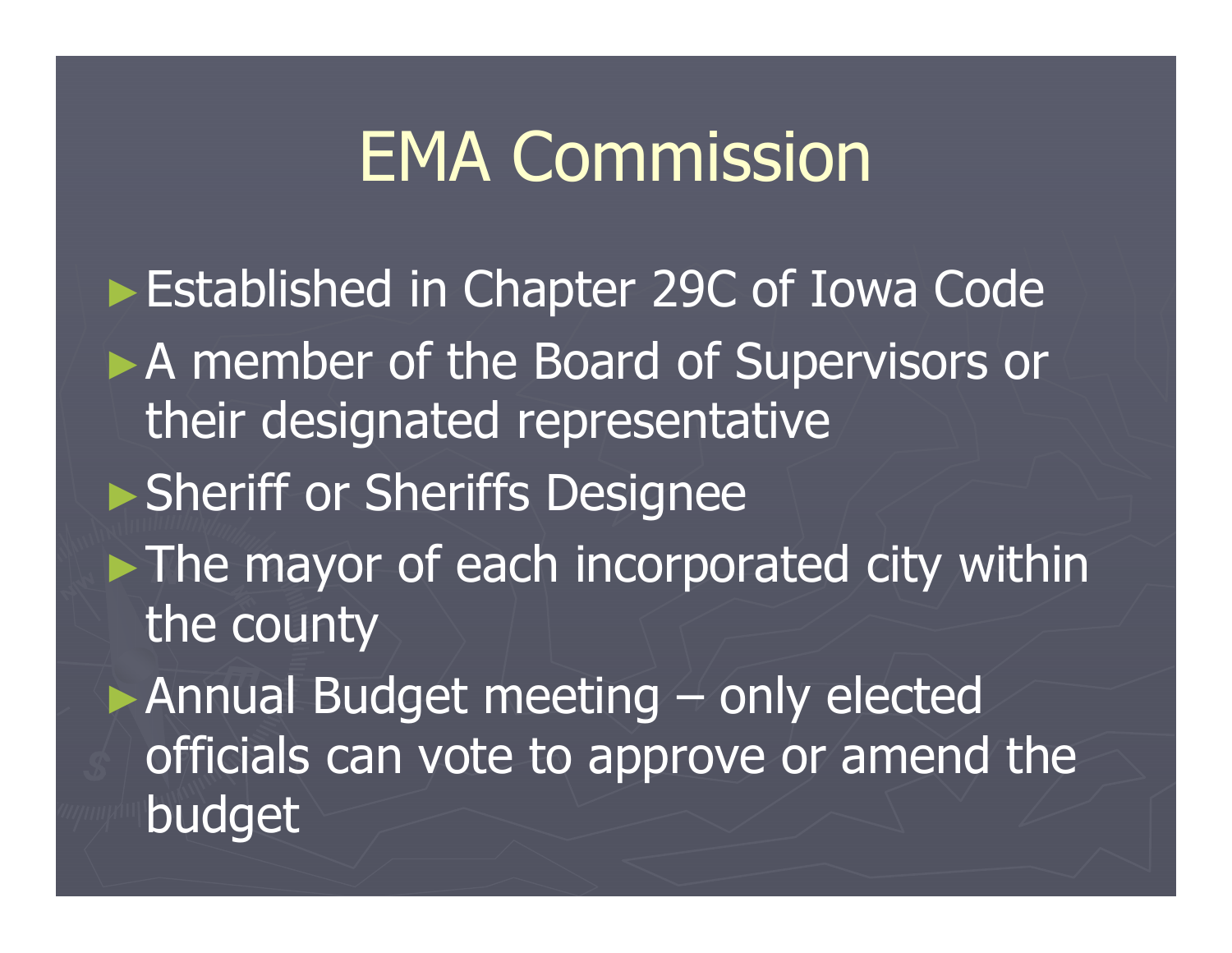# EMA Commission

- Established in Chapter 29C of Iowa Code
- A member of the Board of Supervisors or their designated representative
- Sheriff or Sheriffs Designee
- The mayor of each incorporated city within the county
- Annual Budget meeting – only elected officials can vote to approve or amend the budget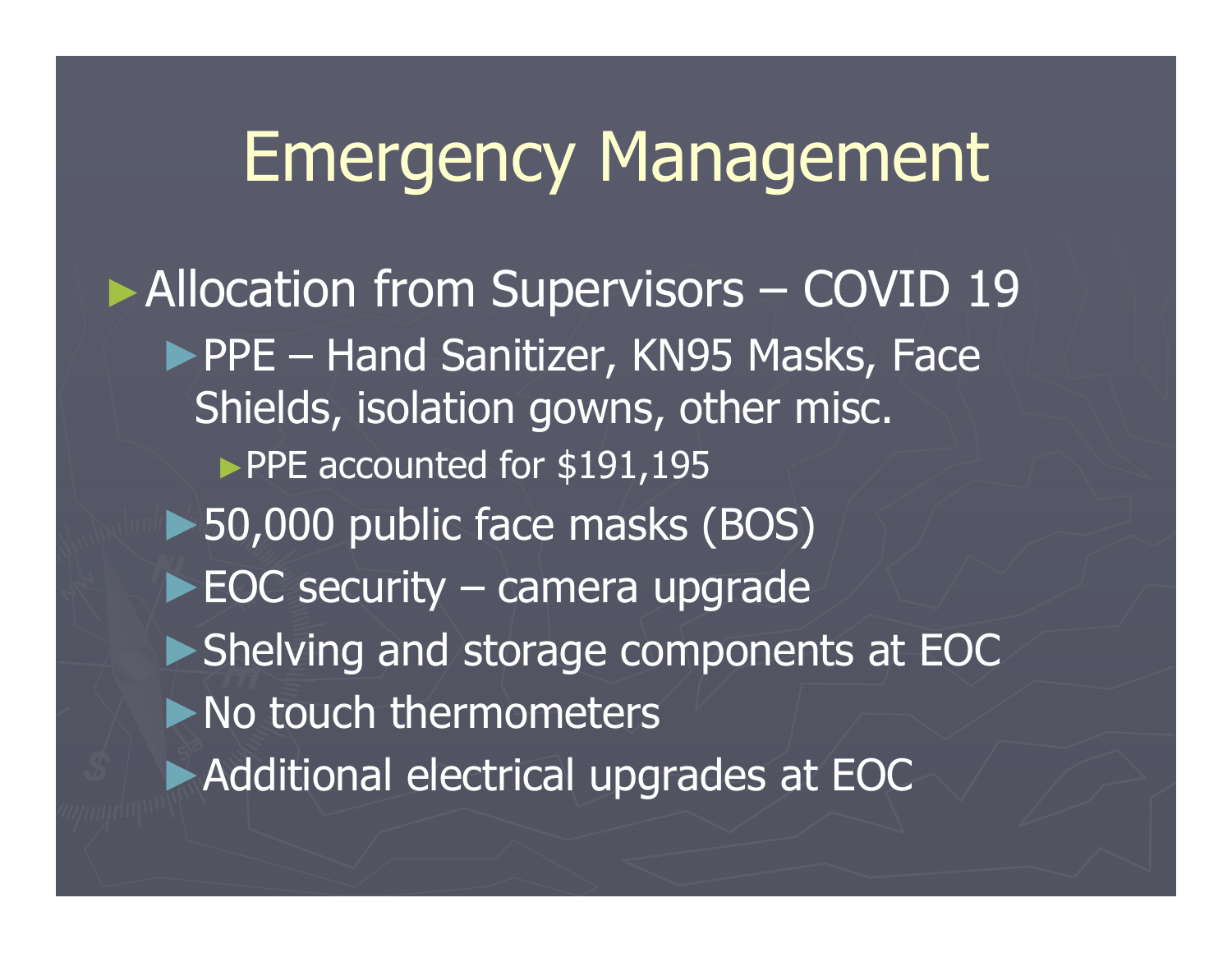# Emergency Management

- Allocation from Supervisors – COVID 19
  - PPE – Hand Sanitizer, KN95 Masks, Face Shields, isolation gowns, other misc.
    - PPE accounted for $191,195
  - 50,000 public face masks (BOS)
  - EOC security – camera upgrade
  - Shelving and storage components at EOC
  - No touch thermometers
  - Additional electrical upgrades at EOC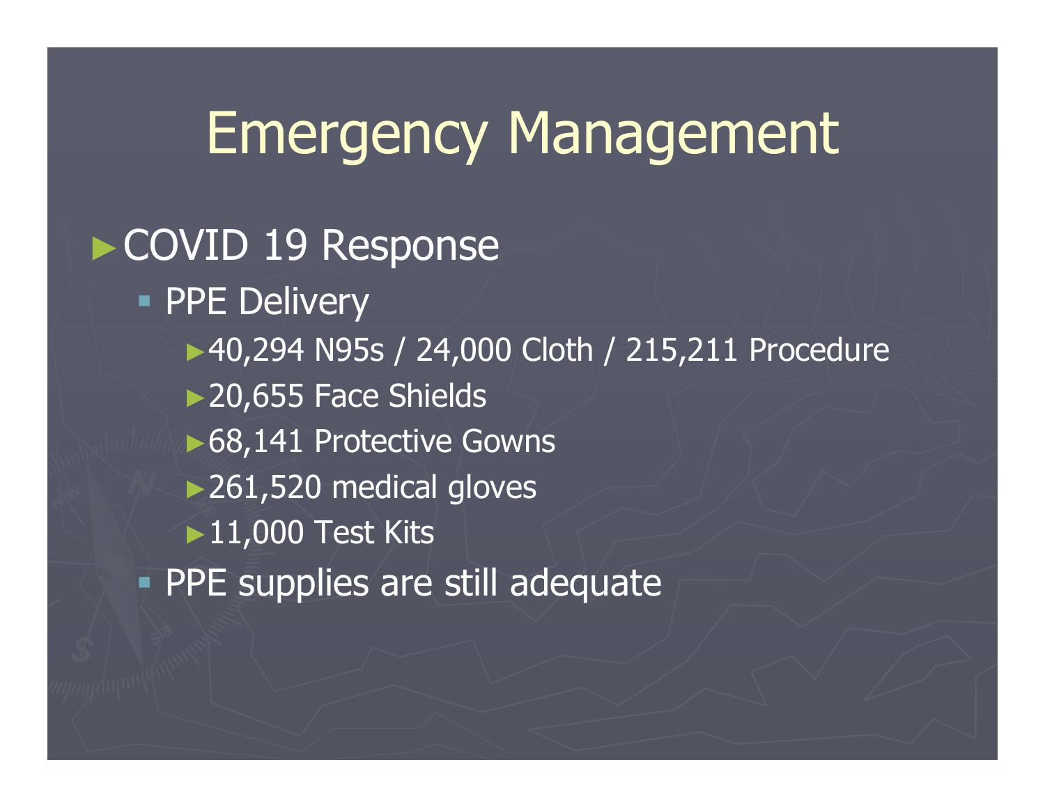# Emergency Management

- COVID 19 Response
  - PPE Delivery
    - 40,294 N95s / 24,000 Cloth / 215,211 Procedure
    - 20,655 Face Shields
    - 68,141 Protective Gowns
    - 261,520 medical gloves
    - 11,000 Test Kits
  - PPE supplies are still adequate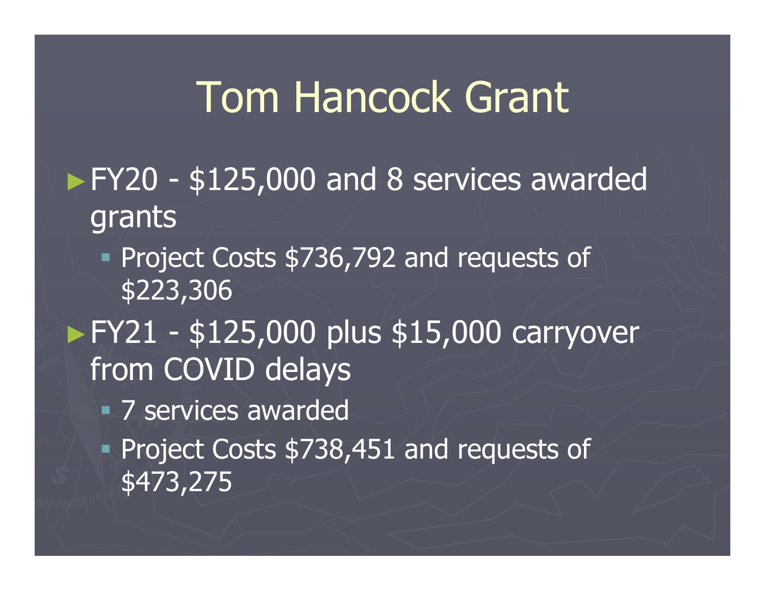# Tom Hancock Grant

- FY20 - $125,000 and 8 services awarded grants
  - Project Costs $736,792 and requests of $223,306
- FY21 - $125,000 plus $15,000 carryover from COVID delays
  - 7 services awarded
  - Project Costs $738,451 and requests of $473,275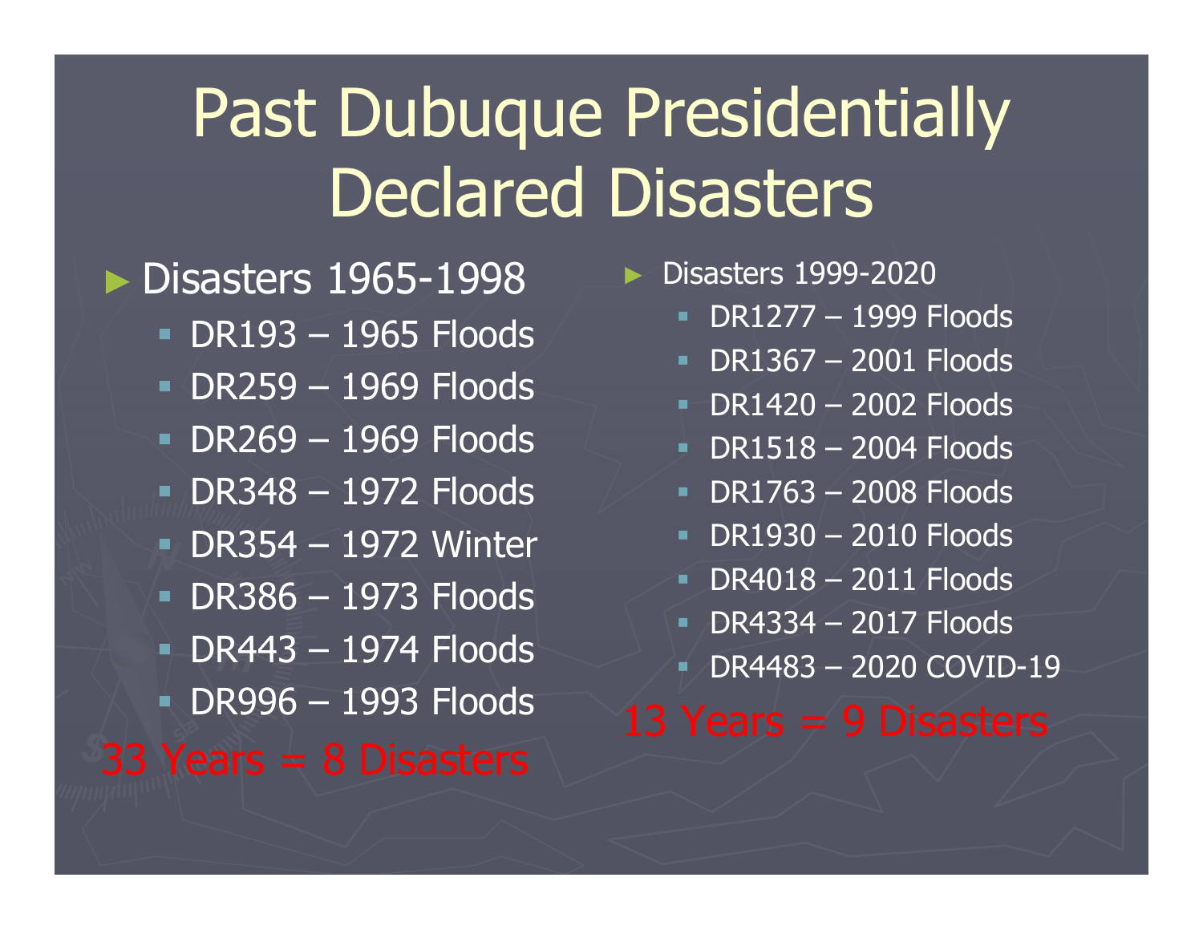# Past Dubuque Presidentially Declared Disasters

- Disasters 1965-1998
  - DR193 – 1965 Floods
  - DR259 – 1969 Floods
  - DR269 – 1969 Floods
  - DR348 – 1972 Floods
  - DR354 – 1972 Winter
  - DR386 – 1973 Floods
  - DR443 – 1974 Floods
  - DR996 – 1993 Floods

33 Years = 8 Disasters

- Disasters 1999-2020
  - DR1277 – 1999 Floods
  - DR1367 – 2001 Floods
  - DR1420 – 2002 Floods
  - DR1518 – 2004 Floods
  - DR1763 – 2008 Floods
  - DR1930 – 2010 Floods
  - DR4018 – 2011 Floods
  - DR4334 – 2017 Floods
  - DR4483 – 2020 COVID-19

13 Years = 9 Disasters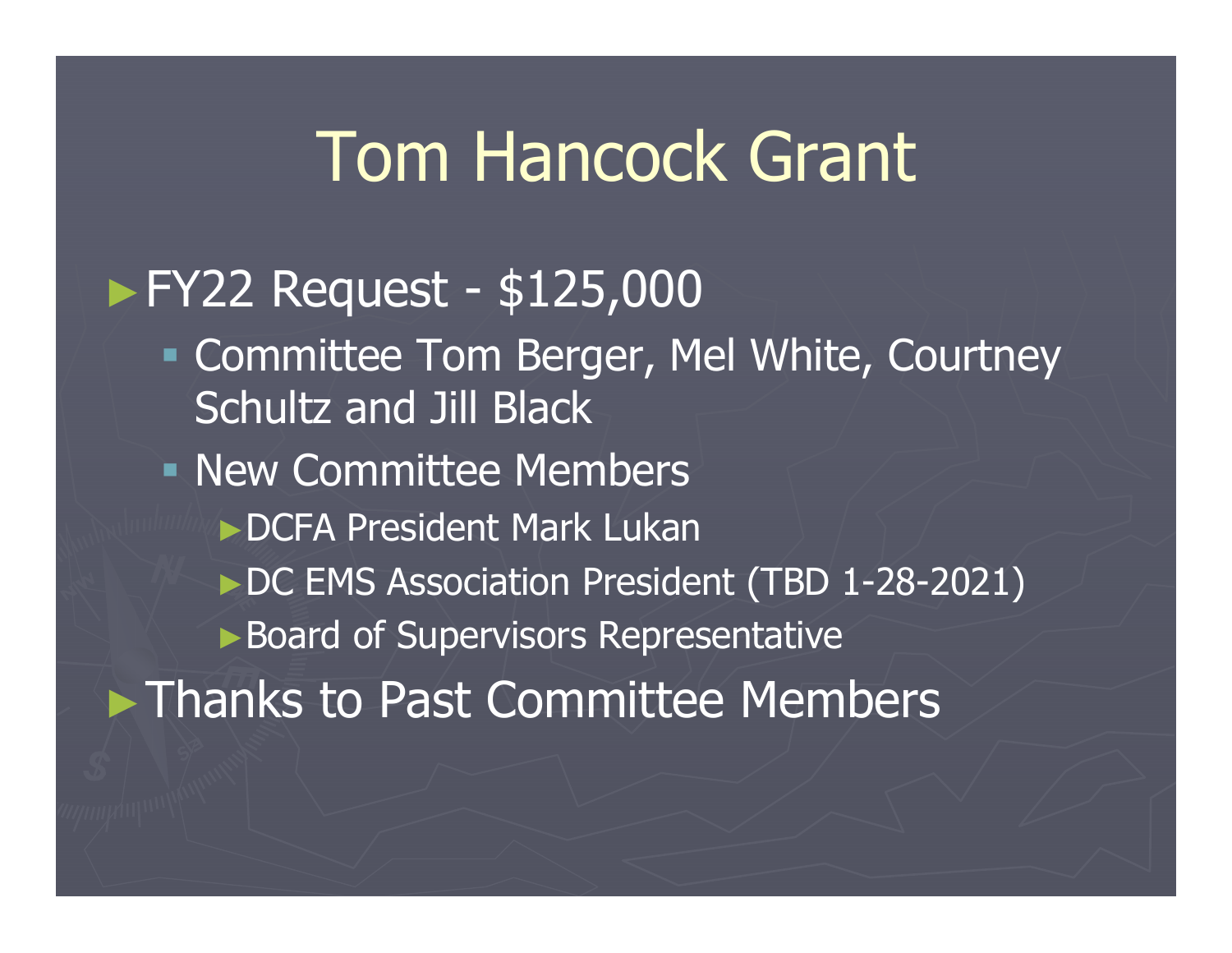# Tom Hancock Grant

- FY22 Request - $125,000
  - Committee Tom Berger, Mel White, Courtney Schultz and Jill Black
  - New Committee Members
    - DCFA President Mark Lukan
    - DC EMS Association President (TBD 1-28-2021)
    - Board of Supervisors Representative
- Thanks to Past Committee Members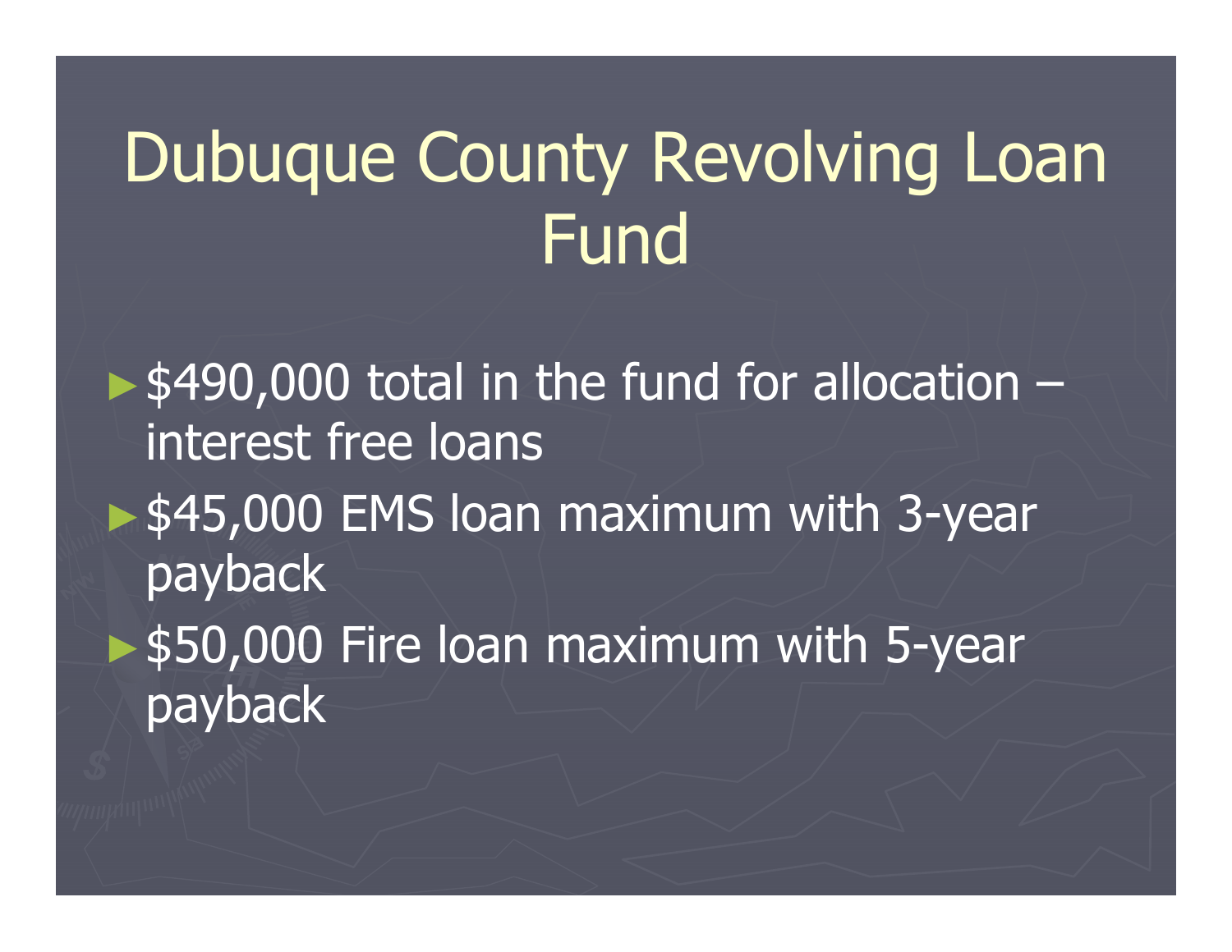# Dubuque County Revolving Loan Fund

- $490,000 total in the fund for allocation – interest free loans
- $45,000 EMS loan maximum with 3-year payback
- $50,000 Fire loan maximum with 5-year payback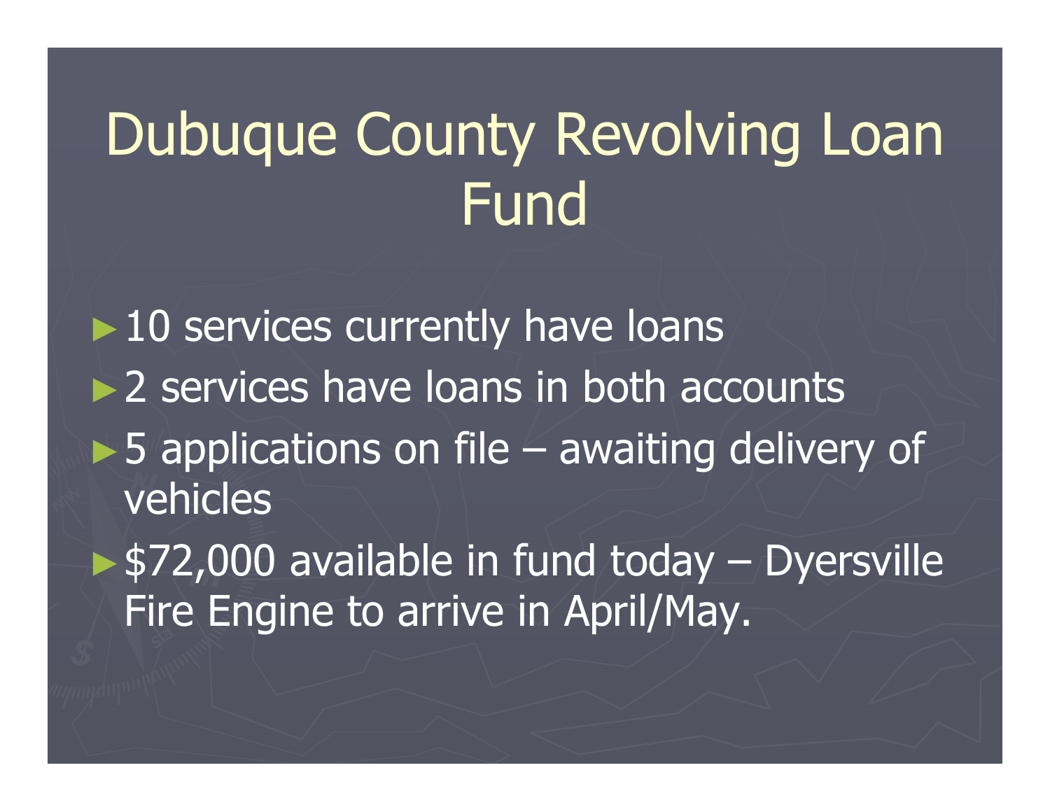# Dubuque County Revolving Loan Fund

- 10 services currently have loans
- 2 services have loans in both accounts
- 5 applications on file – awaiting delivery of vehicles
- $72,000 available in fund today – Dyersville Fire Engine to arrive in April/May.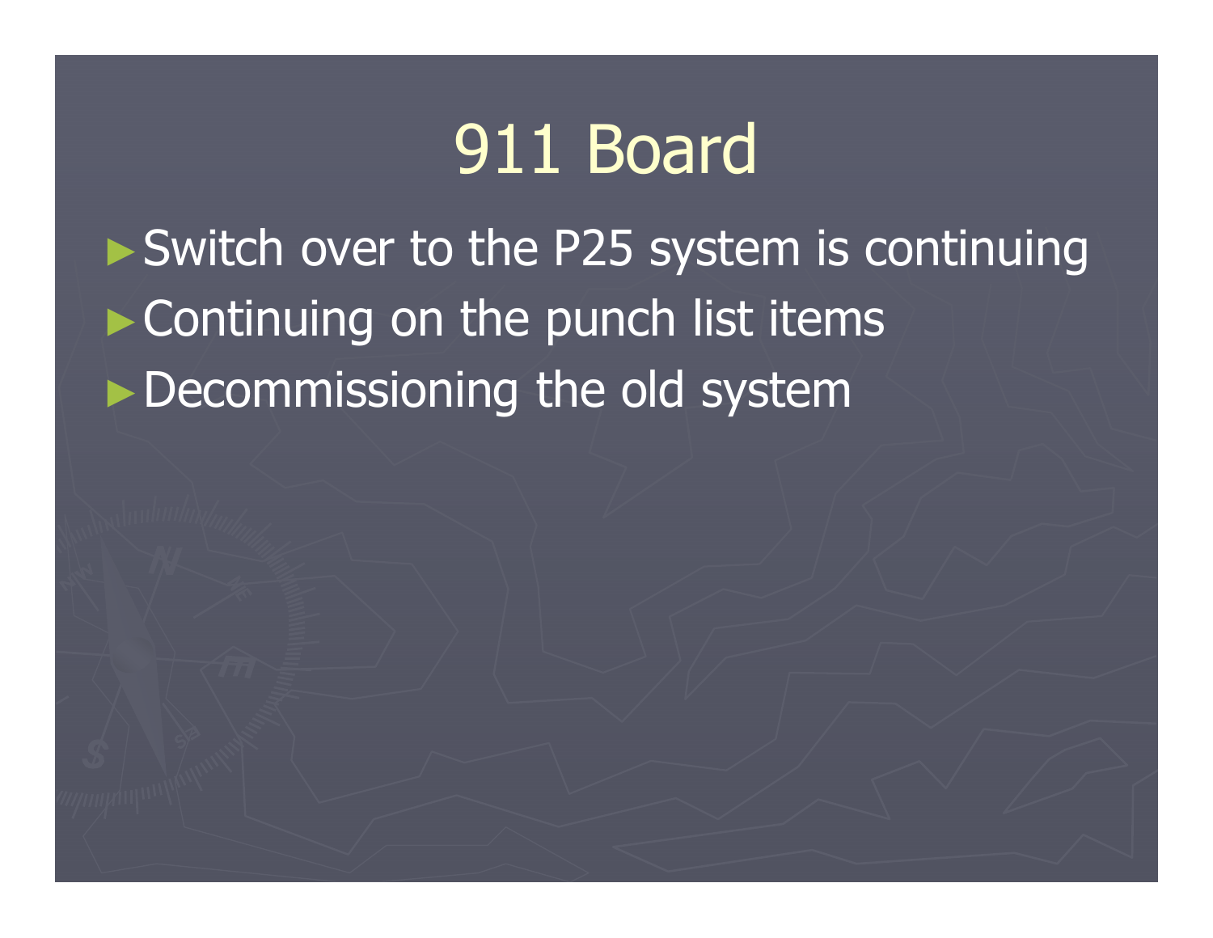# 911 Board

- Switch over to the P25 system is continuing
- Continuing on the punch list items
- Decommissioning the old system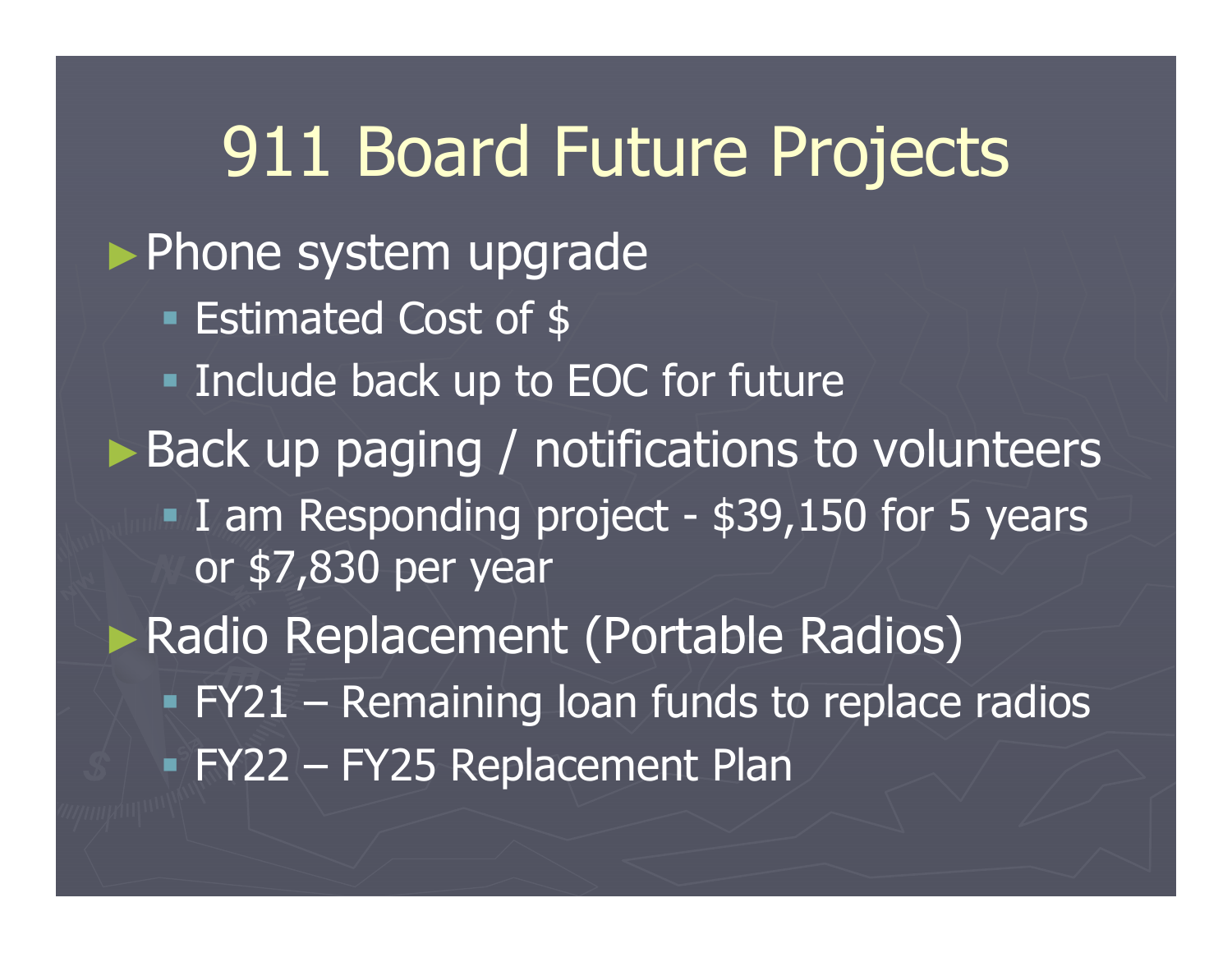# 911 Board Future Projects

- Phone system upgrade
  - Estimated Cost of $
  - Include back up to EOC for future
- Back up paging / notifications to volunteers
  - I am Responding project - $39,150 for 5 years or $7,830 per year
- Radio Replacement (Portable Radios)
  - FY21 – Remaining loan funds to replace radios
  - FY22 – FY25 Replacement Plan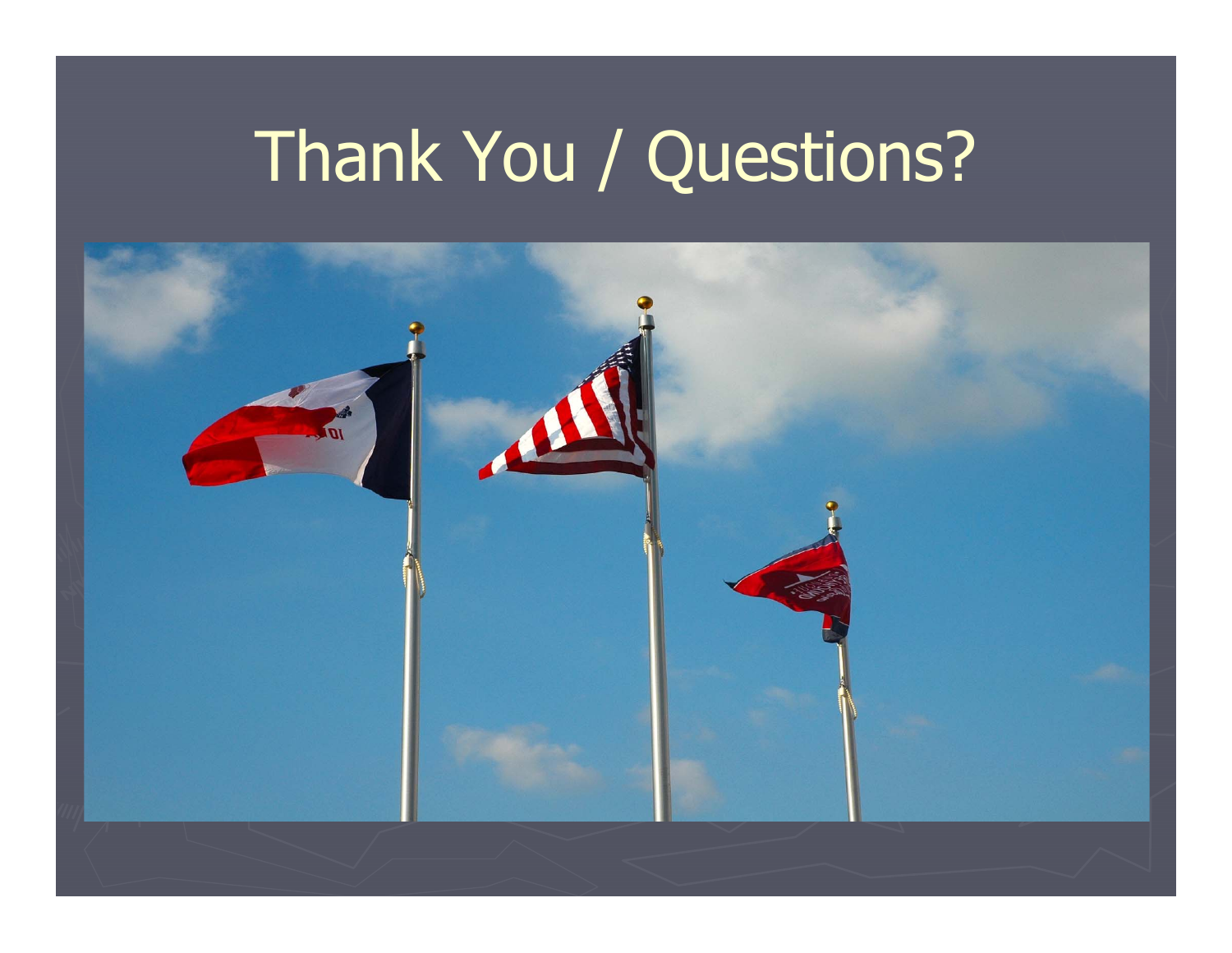# Thank You / Questions?